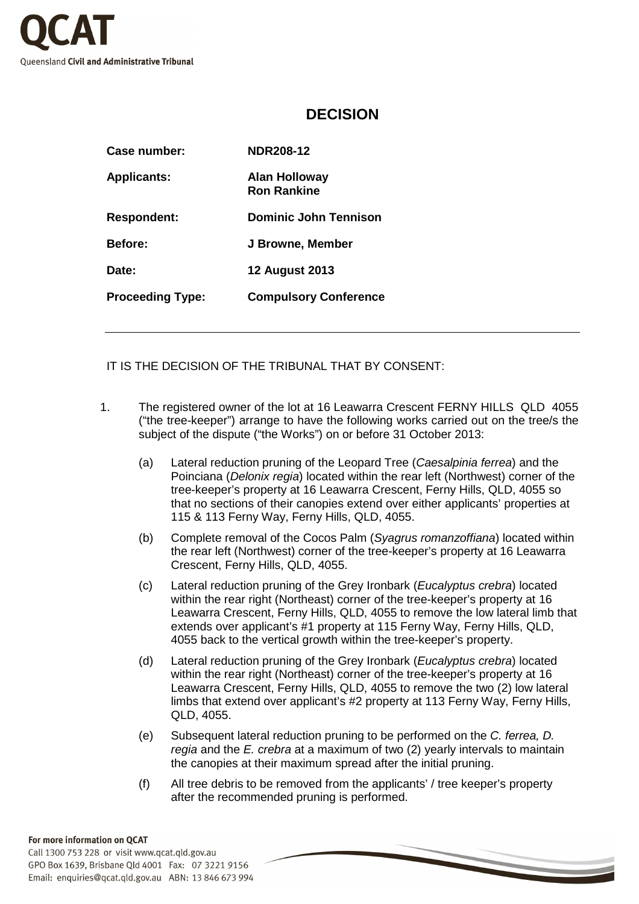QCAT

Queensland **Civil and Administrative Tribunal**

# DECISION

| | |
|---|---|
| **Case number:** | **NDR208-12** |
| **Applicants:** | **Alan Holloway**<br>**Ron Rankine** |
| **Respondent:** | **Dominic John Tennison** |
| **Before:** | **J Browne, Member** |
| **Date:** | **12 August 2013** |
| **Proceeding Type:** | **Compulsory Conference** |

---

IT IS THE DECISION OF THE TRIBUNAL THAT BY CONSENT:

1. The registered owner of the lot at 16 Leawarra Crescent FERNY HILLS QLD 4055 ("the tree-keeper") arrange to have the following works carried out on the tree/s the subject of the dispute ("the Works") on or before 31 October 2013:

   (a) Lateral reduction pruning of the Leopard Tree (*Caesalpinia ferrea*) and the Poinciana (*Delonix regia*) located within the rear left (Northwest) corner of the tree-keeper's property at 16 Leawarra Crescent, Ferny Hills, QLD, 4055 so that no sections of their canopies extend over either applicants' properties at 115 & 113 Ferny Way, Ferny Hills, QLD, 4055.

   (b) Complete removal of the Cocos Palm (*Syagrus romanzoffiana*) located within the rear left (Northwest) corner of the tree-keeper's property at 16 Leawarra Crescent, Ferny Hills, QLD, 4055.

   (c) Lateral reduction pruning of the Grey Ironbark (*Eucalyptus crebra*) located within the rear right (Northeast) corner of the tree-keeper's property at 16 Leawarra Crescent, Ferny Hills, QLD, 4055 to remove the low lateral limb that extends over applicant's #1 property at 115 Ferny Way, Ferny Hills, QLD, 4055 back to the vertical growth within the tree-keeper's property.

   (d) Lateral reduction pruning of the Grey Ironbark (*Eucalyptus crebra*) located within the rear right (Northeast) corner of the tree-keeper's property at 16 Leawarra Crescent, Ferny Hills, QLD, 4055 to remove the two (2) low lateral limbs that extend over applicant's #2 property at 113 Ferny Way, Ferny Hills, QLD, 4055.

   (e) Subsequent lateral reduction pruning to be performed on the *C. ferrea, D. regia* and the *E. crebra* at a maximum of two (2) yearly intervals to maintain the canopies at their maximum spread after the initial pruning.

   (f) All tree debris to be removed from the applicants' / tree keeper's property after the recommended pruning is performed.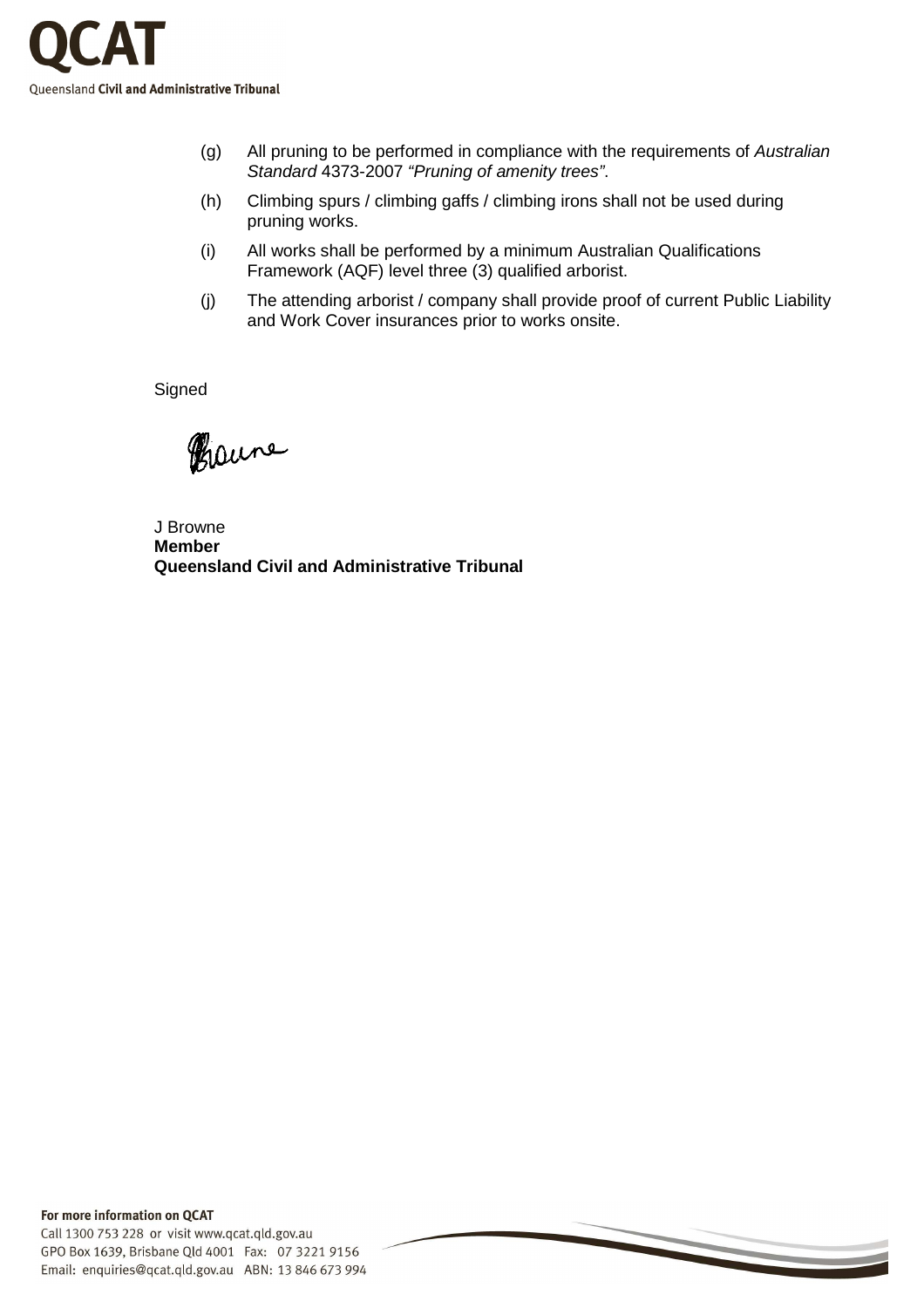(g) All pruning to be performed in compliance with the requirements of *Australian Standard* 4373-2007 *"Pruning of amenity trees"*.

(h) Climbing spurs / climbing gaffs / climbing irons shall not be used during pruning works.

(i) All works shall be performed by a minimum Australian Qualifications Framework (AQF) level three (3) qualified arborist.

(j) The attending arborist / company shall provide proof of current Public Liability and Work Cover insurances prior to works onsite.

Signed

J Browne
**Member**
**Queensland Civil and Administrative Tribunal**